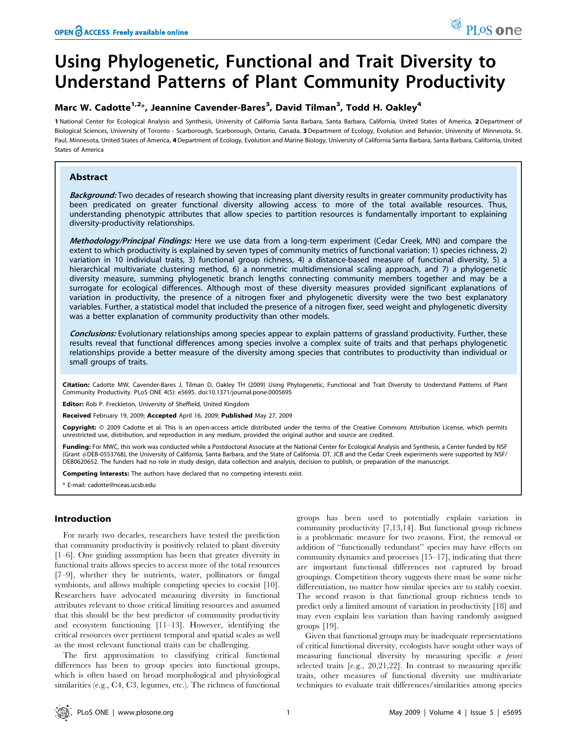# Using Phylogenetic, Functional and Trait Diversity to Understand Patterns of Plant Community Productivity

**Marc W. Cadotte[1,2]\*, Jeannine Cavender-Bares[3], David Tilman[3], Todd H. Oakley[4]**

1 National Center for Ecological Analysis and Synthesis, University of California Santa Barbara, Santa Barbara, California, United States of America, 2 Department of Biological Sciences, University of Toronto - Scarborough, Scarborough, Ontario, Canada, 3 Department of Ecology, Evolution and Behavior, University of Minnesota, St. Paul, Minnesota, United States of America, 4 Department of Ecology, Evolution and Marine Biology, University of California Santa Barbara, Santa Barbara, California, United States of America

## Abstract

***Background:*** Two decades of research showing that increasing plant diversity results in greater community productivity has been predicated on greater functional diversity allowing access to more of the total available resources. Thus, understanding phenotypic attributes that allow species to partition resources is fundamentally important to explaining diversity-productivity relationships.

***Methodology/Principal Findings:*** Here we use data from a long-term experiment (Cedar Creek, MN) and compare the extent to which productivity is explained by seven types of community metrics of functional variation: 1) species richness, 2) variation in 10 individual traits, 3) functional group richness, 4) a distance-based measure of functional diversity, 5) a hierarchical multivariate clustering method, 6) a nonmetric multidimensional scaling approach, and 7) a phylogenetic diversity measure, summing phylogenetic branch lengths connecting community members together and may be a surrogate for ecological differences. Although most of these diversity measures provided significant explanations of variation in productivity, the presence of a nitrogen fixer and phylogenetic diversity were the two best explanatory variables. Further, a statistical model that included the presence of a nitrogen fixer, seed weight and phylogenetic diversity was a better explanation of community productivity than other models.

***Conclusions:*** Evolutionary relationships among species appear to explain patterns of grassland productivity. Further, these results reveal that functional differences among species involve a complex suite of traits and that perhaps phylogenetic relationships provide a better measure of the diversity among species that contributes to productivity than individual or small groups of traits.

**Citation:** Cadotte MW, Cavender-Bares J, Tilman D, Oakley TH (2009) Using Phylogenetic, Functional and Trait Diversity to Understand Patterns of Plant Community Productivity. PLoS ONE 4(5): e5695. doi:10.1371/journal.pone.0005695

**Editor:** Rob P. Freckleton, University of Sheffield, United Kingdom

**Received** February 19, 2009; **Accepted** April 16, 2009; **Published** May 27, 2009

**Copyright:** © 2009 Cadotte et al. This is an open-access article distributed under the terms of the Creative Commons Attribution License, which permits unrestricted use, distribution, and reproduction in any medium, provided the original author and source are credited.

**Funding:** For MWC, this work was conducted while a Postdoctoral Associate at the National Center for Ecological Analysis and Synthesis, a Center funded by NSF (Grant #DEB-0553768), the University of California, Santa Barbara, and the State of California. DT, JCB and the Cedar Creek experiments were supported by NSF/DEB0620652. The funders had no role in study design, data collection and analysis, decision to publish, or preparation of the manuscript.

**Competing Interests:** The authors have declared that no competing interests exist.

\* E-mail: cadotte@nceas.ucsb.edu

## Introduction

For nearly two decades, researchers have tested the prediction that community productivity is positively related to plant diversity [1–6]. One guiding assumption has been that greater diversity in functional traits allows species to access more of the total resources [7–9], whether they be nutrients, water, pollinators or fungal symbionts, and allows multiple competing species to coexist [10]. Researchers have advocated measuring diversity in functional attributes relevant to those critical limiting resources and assumed that this should be the best predictor of community productivity and ecosystem functioning [11–13]. However, identifying the critical resources over pertinent temporal and spatial scales as well as the most relevant functional traits can be challenging.

The first approximation to classifying critical functional differences has been to group species into functional groups, which is often based on broad morphological and physiological similarities (e.g., C4, C3, legumes, etc.). The richness of functional groups has been used to potentially explain variation in community productivity [7,13,14]. But functional group richness is a problematic measure for two reasons. First, the removal or addition of "functionally redundant" species may have effects on community dynamics and processes [15–17], indicating that there are important functional differences not captured by broad groupings. Competition theory suggests there must be some niche differentiation, no matter how similar species are to stably coexist. The second reason is that functional group richness tends to predict only a limited amount of variation in productivity [18] and may even explain less variation than having randomly assigned groups [19].

Given that functional groups may be inadequate representations of critical functional diversity, ecologists have sought other ways of measuring functional diversity by measuring specific *a priori* selected traits [e.g., 20,21,22]. In contrast to measuring specific traits, other measures of functional diversity use multivariate techniques to evaluate trait differences/similarities among species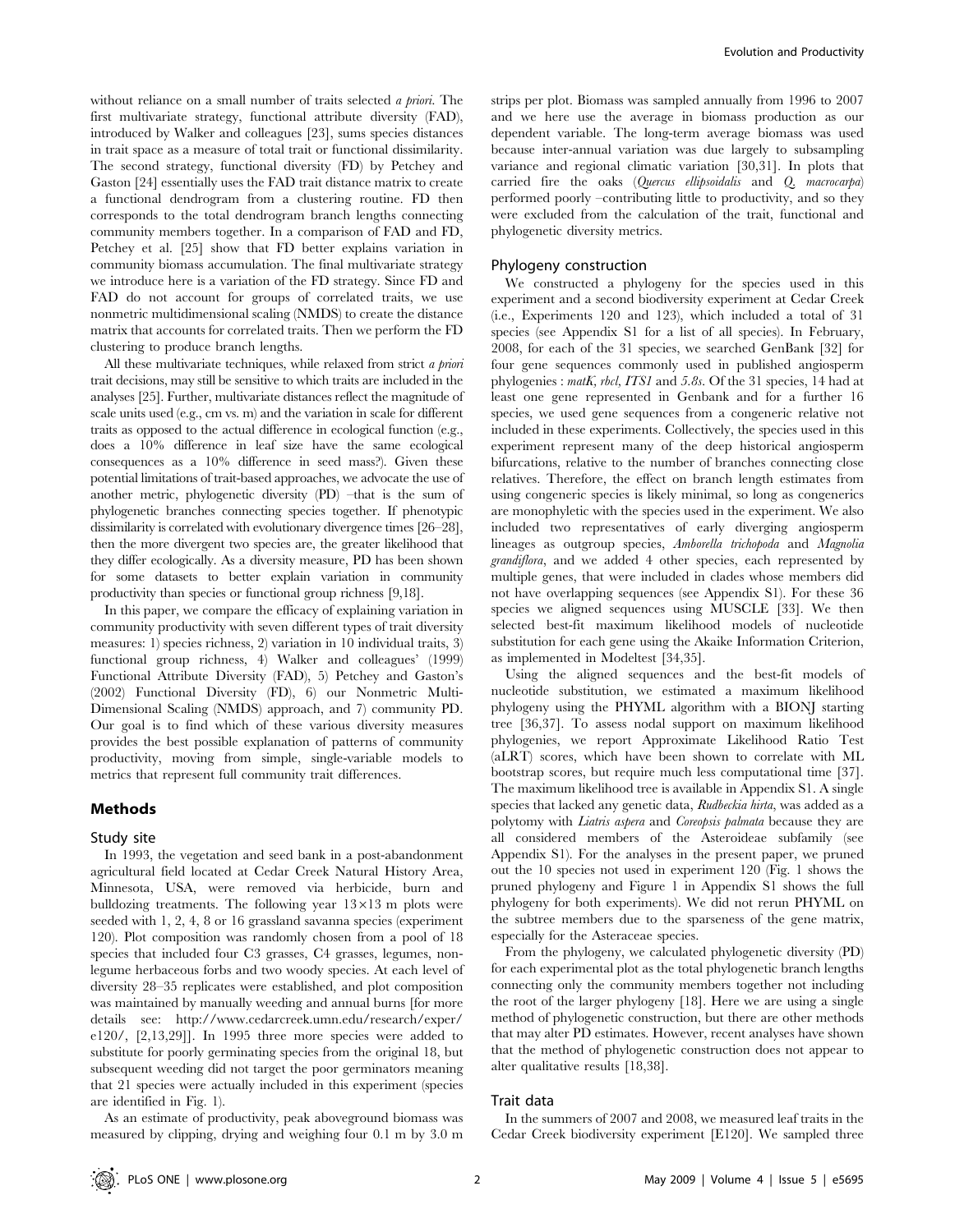without reliance on a small number of traits selected *a priori*. The first multivariate strategy, functional attribute diversity (FAD), introduced by Walker and colleagues [23], sums species distances in trait space as a measure of total trait or functional dissimilarity. The second strategy, functional diversity (FD) by Petchey and Gaston [24] essentially uses the FAD trait distance matrix to create a functional dendrogram from a clustering routine. FD then corresponds to the total dendrogram branch lengths connecting community members together. In a comparison of FAD and FD, Petchey et al. [25] show that FD better explains variation in community biomass accumulation. The final multivariate strategy we introduce here is a variation of the FD strategy. Since FD and FAD do not account for groups of correlated traits, we use nonmetric multidimensional scaling (NMDS) to create the distance matrix that accounts for correlated traits. Then we perform the FD clustering to produce branch lengths.

All these multivariate techniques, while relaxed from strict *a priori* trait decisions, may still be sensitive to which traits are included in the analyses [25]. Further, multivariate distances reflect the magnitude of scale units used (e.g., cm vs. m) and the variation in scale for different traits as opposed to the actual difference in ecological function (e.g., does a 10% difference in leaf size have the same ecological consequences as a 10% difference in seed mass?). Given these potential limitations of trait-based approaches, we advocate the use of another metric, phylogenetic diversity (PD) –that is the sum of phylogenetic branches connecting species together. If phenotypic dissimilarity is correlated with evolutionary divergence times [26–28], then the more divergent two species are, the greater likelihood that they differ ecologically. As a diversity measure, PD has been shown for some datasets to better explain variation in community productivity than species or functional group richness [9,18].

In this paper, we compare the efficacy of explaining variation in community productivity with seven different types of trait diversity measures: 1) species richness, 2) variation in 10 individual traits, 3) functional group richness, 4) Walker and colleagues' (1999) Functional Attribute Diversity (FAD), 5) Petchey and Gaston's (2002) Functional Diversity (FD), 6) our Nonmetric Multi-Dimensional Scaling (NMDS) approach, and 7) community PD. Our goal is to find which of these various diversity measures provides the best possible explanation of patterns of community productivity, moving from simple, single-variable models to metrics that represent full community trait differences.

## Methods

### Study site

In 1993, the vegetation and seed bank in a post-abandonment agricultural field located at Cedar Creek Natural History Area, Minnesota, USA, were removed via herbicide, burn and bulldozing treatments. The following year 13×13 m plots were seeded with 1, 2, 4, 8 or 16 grassland savanna species (experiment 120). Plot composition was randomly chosen from a pool of 18 species that included four C3 grasses, C4 grasses, legumes, non-legume herbaceous forbs and two woody species. At each level of diversity 28–35 replicates were established, and plot composition was maintained by manually weeding and annual burns [for more details see: http://www.cedarcreek.umn.edu/research/exper/e120/, [2,13,29]]. In 1995 three more species were added to substitute for poorly germinating species from the original 18, but subsequent weeding did not target the poor germinators meaning that 21 species were actually included in this experiment (species are identified in Fig. 1).

As an estimate of productivity, peak aboveground biomass was measured by clipping, drying and weighing four 0.1 m by 3.0 m strips per plot. Biomass was sampled annually from 1996 to 2007 and we here use the average in biomass production as our dependent variable. The long-term average biomass was used because inter-annual variation was due largely to subsampling variance and regional climatic variation [30,31]. In plots that carried fire the oaks (*Quercus ellipsoidalis* and *Q. macrocarpa*) performed poorly –contributing little to productivity, and so they were excluded from the calculation of the trait, functional and phylogenetic diversity metrics.

### Phylogeny construction

We constructed a phylogeny for the species used in this experiment and a second biodiversity experiment at Cedar Creek (i.e., Experiments 120 and 123), which included a total of 31 species (see Appendix S1 for a list of all species). In February, 2008, for each of the 31 species, we searched GenBank [32] for four gene sequences commonly used in published angiosperm phylogenies : *matK*, *rbcl*, *ITS1* and *5.8s*. Of the 31 species, 14 had at least one gene represented in Genbank and for a further 16 species, we used gene sequences from a congeneric relative not included in these experiments. Collectively, the species used in this experiment represent many of the deep historical angiosperm bifurcations, relative to the number of branches connecting close relatives. Therefore, the effect on branch length estimates from using congeneric species is likely minimal, so long as congenerics are monophyletic with the species used in the experiment. We also included two representatives of early diverging angiosperm lineages as outgroup species, *Amborella trichopoda* and *Magnolia grandiflora*, and we added 4 other species, each represented by multiple genes, that were included in clades whose members did not have overlapping sequences (see Appendix S1). For these 36 species we aligned sequences using MUSCLE [33]. We then selected best-fit maximum likelihood models of nucleotide substitution for each gene using the Akaike Information Criterion, as implemented in Modeltest [34,35].

Using the aligned sequences and the best-fit models of nucleotide substitution, we estimated a maximum likelihood phylogeny using the PHYML algorithm with a BIONJ starting tree [36,37]. To assess nodal support on maximum likelihood phylogenies, we report Approximate Likelihood Ratio Test (aLRT) scores, which have been shown to correlate with ML bootstrap scores, but require much less computational time [37]. The maximum likelihood tree is available in Appendix S1. A single species that lacked any genetic data, *Rudbeckia hirta*, was added as a polytomy with *Liatris aspera* and *Coreopsis palmata* because they are all considered members of the Asteroideae subfamily (see Appendix S1). For the analyses in the present paper, we pruned out the 10 species not used in experiment 120 (Fig. 1 shows the pruned phylogeny and Figure 1 in Appendix S1 shows the full phylogeny for both experiments). We did not rerun PHYML on the subtree members due to the sparseness of the gene matrix, especially for the Asteraceae species.

From the phylogeny, we calculated phylogenetic diversity (PD) for each experimental plot as the total phylogenetic branch lengths connecting only the community members together not including the root of the larger phylogeny [18]. Here we are using a single method of phylogenetic construction, but there are other methods that may alter PD estimates. However, recent analyses have shown that the method of phylogenetic construction does not appear to alter qualitative results [18,38].

### Trait data

In the summers of 2007 and 2008, we measured leaf traits in the Cedar Creek biodiversity experiment [E120]. We sampled three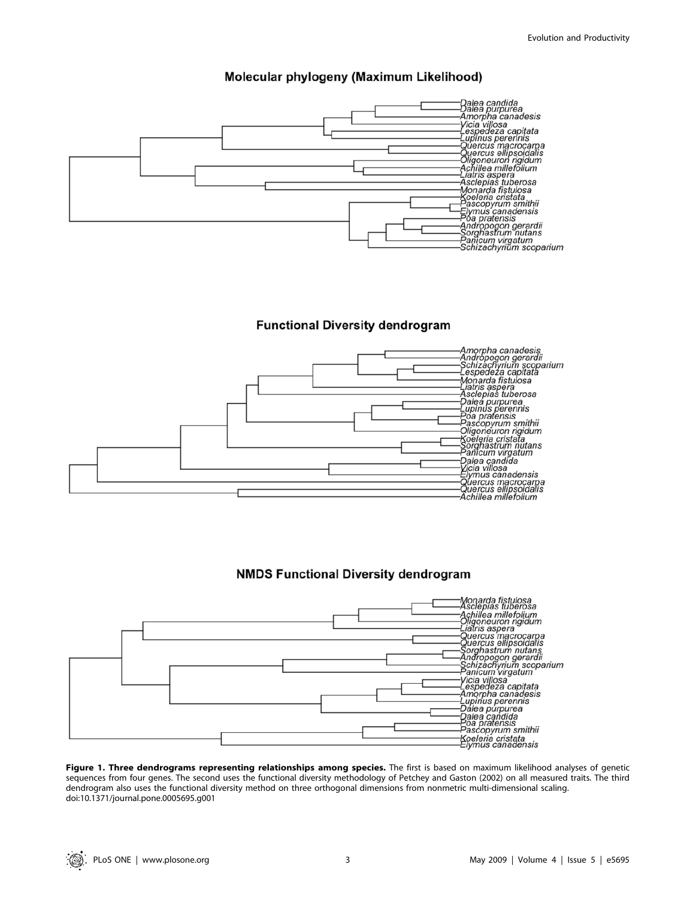**Figure 1. Three dendrograms representing relationships among species.** The first is based on maximum likelihood analyses of genetic sequences from four genes. The second uses the functional diversity methodology of Petchey and Gaston (2002) on all measured traits. The third dendrogram also uses the functional diversity method on three orthogonal dimensions from nonmetric multi-dimensional scaling.
doi:10.1371/journal.pone.0005695.g001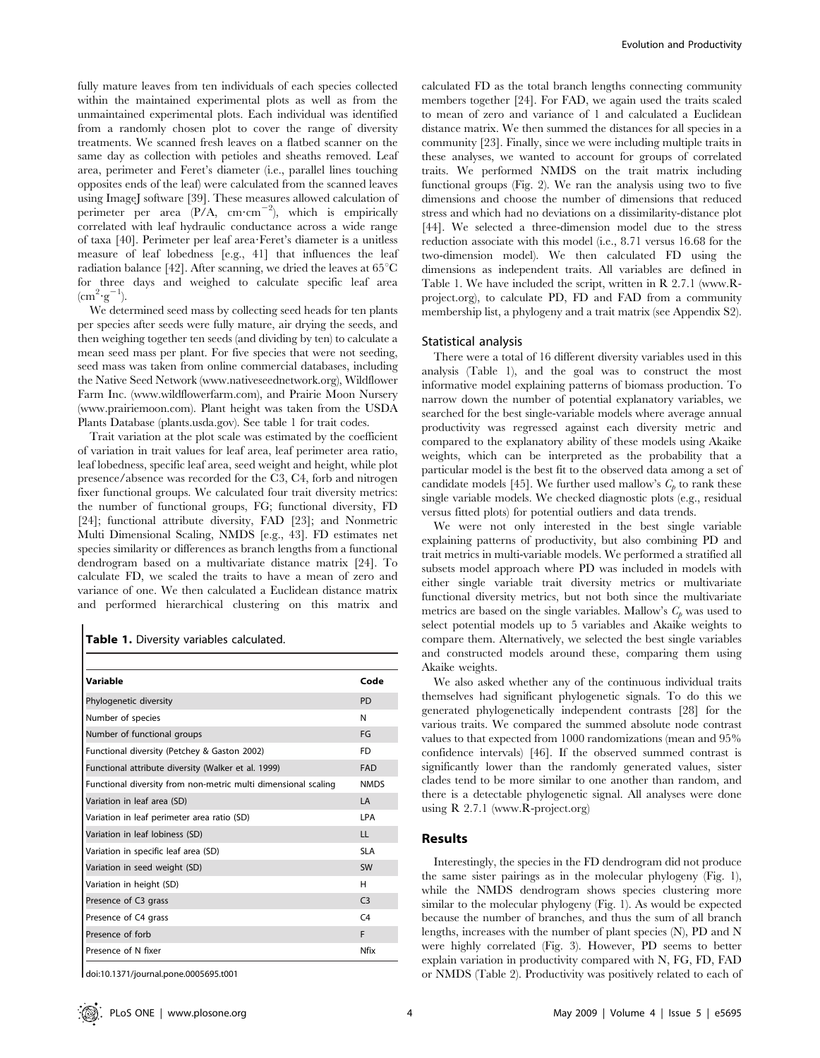fully mature leaves from ten individuals of each species collected within the maintained experimental plots as well as from the unmaintained experimental plots. Each individual was identified from a randomly chosen plot to cover the range of diversity treatments. We scanned fresh leaves on a flatbed scanner on the same day as collection with petioles and sheaths removed. Leaf area, perimeter and Feret's diameter (i.e., parallel lines touching opposites ends of the leaf) were calculated from the scanned leaves using ImageJ software [39]. These measures allowed calculation of perimeter per area (P/A, $cm \cdot cm^{-2}$), which is empirically correlated with leaf hydraulic conductance across a wide range of taxa [40]. Perimeter per leaf area·Feret's diameter is a unitless measure of leaf lobedness [e.g., 41] that influences the leaf radiation balance [42]. After scanning, we dried the leaves at 65°C for three days and weighed to calculate specific leaf area ($cm^2 \cdot g^{-1}$).

We determined seed mass by collecting seed heads for ten plants per species after seeds were fully mature, air drying the seeds, and then weighing together ten seeds (and dividing by ten) to calculate a mean seed mass per plant. For five species that were not seeding, seed mass was taken from online commercial databases, including the Native Seed Network (www.nativeseednetwork.org), Wildflower Farm Inc. (www.wildflowerfarm.com), and Prairie Moon Nursery (www.prairiemoon.com). Plant height was taken from the USDA Plants Database (plants.usda.gov). See table 1 for trait codes.

Trait variation at the plot scale was estimated by the coefficient of variation in trait values for leaf area, leaf perimeter area ratio, leaf lobedness, specific leaf area, seed weight and height, while plot presence/absence was recorded for the C3, C4, forb and nitrogen fixer functional groups. We calculated four trait diversity metrics: the number of functional groups, FG; functional diversity, FD [24]; functional attribute diversity, FAD [23]; and Nonmetric Multi Dimensional Scaling, NMDS [e.g., 43]. FD estimates net species similarity or differences as branch lengths from a functional dendrogram based on a multivariate distance matrix [24]. To calculate FD, we scaled the traits to have a mean of zero and variance of one. We then calculated a Euclidean distance matrix and performed hierarchical clustering on this matrix and calculated FD as the total branch lengths connecting community members together [24]. For FAD, we again used the traits scaled to mean of zero and variance of 1 and calculated a Euclidean distance matrix. We then summed the distances for all species in a community [23]. Finally, since we were including multiple traits in these analyses, we wanted to account for groups of correlated traits. We performed NMDS on the trait matrix including functional groups (Fig. 2). We ran the analysis using two to five dimensions and choose the number of dimensions that reduced stress and which had no deviations on a dissimilarity-distance plot [44]. We selected a three-dimension model due to the stress reduction associate with this model (i.e., 8.71 versus 16.68 for the two-dimension model). We then calculated FD using the dimensions as independent traits. All variables are defined in Table 1. We have included the script, written in R 2.7.1 (www.R-project.org), to calculate PD, FD and FAD from a community membership list, a phylogeny and a trait matrix (see Appendix S2).

**Table 1.** Diversity variables calculated.

| Variable | Code |
|---|---|
| Phylogenetic diversity | PD |
| Number of species | N |
| Number of functional groups | FG |
| Functional diversity (Petchey & Gaston 2002) | FD |
| Functional attribute diversity (Walker et al. 1999) | FAD |
| Functional diversity from non-metric multi dimensional scaling | NMDS |
| Variation in leaf area (SD) | LA |
| Variation in leaf perimeter area ratio (SD) | LPA |
| Variation in leaf lobiness (SD) | LL |
| Variation in specific leaf area (SD) | SLA |
| Variation in seed weight (SD) | SW |
| Variation in height (SD) | H |
| Presence of C3 grass | C3 |
| Presence of C4 grass | C4 |
| Presence of forb | F |
| Presence of N fixer | Nfix |

doi:10.1371/journal.pone.0005695.t001

### Statistical analysis

There were a total of 16 different diversity variables used in this analysis (Table 1), and the goal was to construct the most informative model explaining patterns of biomass production. To narrow down the number of potential explanatory variables, we searched for the best single-variable models where average annual productivity was regressed against each diversity metric and compared to the explanatory ability of these models using Akaike weights, which can be interpreted as the probability that a particular model is the best fit to the observed data among a set of candidate models [45]. We further used mallow's $C_p$ to rank these single variable models. We checked diagnostic plots (e.g., residual versus fitted plots) for potential outliers and data trends.

We were not only interested in the best single variable explaining patterns of productivity, but also combining PD and trait metrics in multi-variable models. We performed a stratified all subsets model approach where PD was included in models with either single variable trait diversity metrics or multivariate functional diversity metrics, but not both since the multivariate metrics are based on the single variables. Mallow's $C_p$ was used to select potential models up to 5 variables and Akaike weights to compare them. Alternatively, we selected the best single variables and constructed models around these, comparing them using Akaike weights.

We also asked whether any of the continuous individual traits themselves had significant phylogenetic signals. To do this we generated phylogenetically independent contrasts [28] for the various traits. We compared the summed absolute node contrast values to that expected from 1000 randomizations (mean and 95% confidence intervals) [46]. If the observed summed contrast is significantly lower than the randomly generated values, sister clades tend to be more similar to one another than random, and there is a detectable phylogenetic signal. All analyses were done using R 2.7.1 (www.R-project.org)

## Results

Interestingly, the species in the FD dendrogram did not produce the same sister pairings as in the molecular phylogeny (Fig. 1), while the NMDS dendrogram shows species clustering more similar to the molecular phylogeny (Fig. 1). As would be expected because the number of branches, and thus the sum of all branch lengths, increases with the number of plant species (N), PD and N were highly correlated (Fig. 3). However, PD seems to better explain variation in productivity compared with N, FG, FD, FAD or NMDS (Table 2). Productivity was positively related to each of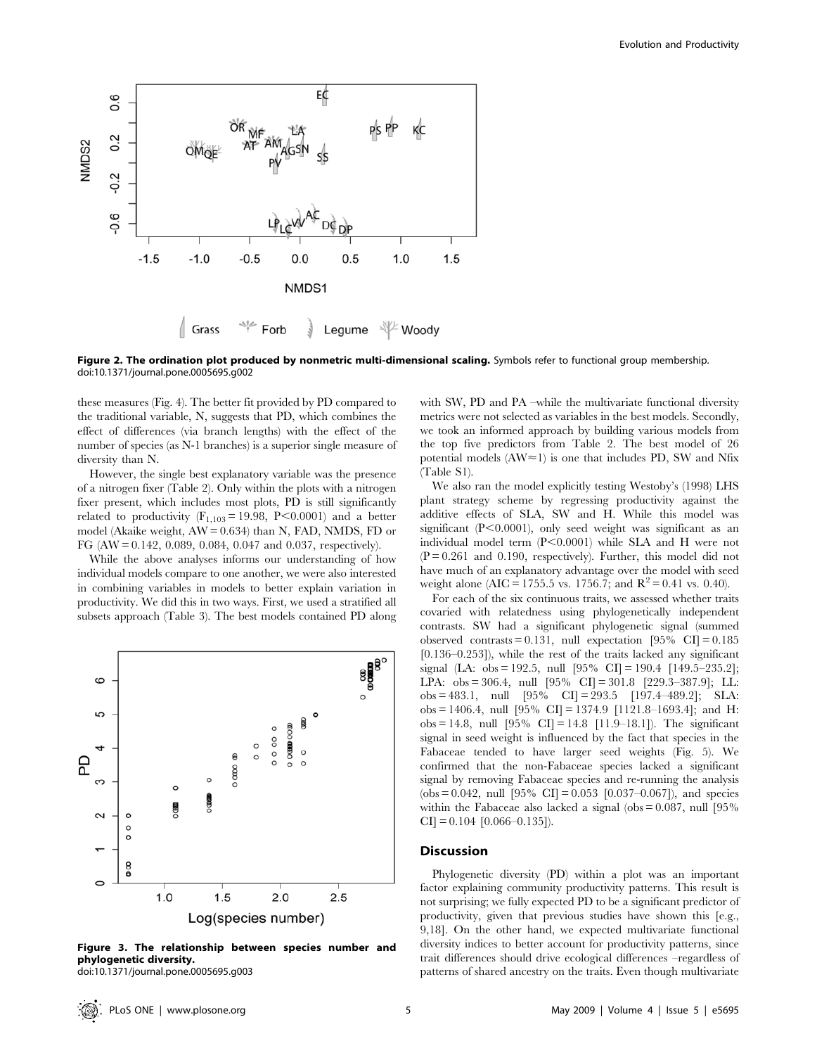**Figure 2. The ordination plot produced by nonmetric multi-dimensional scaling.** Symbols refer to functional group membership.
doi:10.1371/journal.pone.0005695.g002

these measures (Fig. 4). The better fit provided by PD compared to the traditional variable, N, suggests that PD, which combines the effect of differences (via branch lengths) with the effect of the number of species (as N-1 branches) is a superior single measure of diversity than N.

However, the single best explanatory variable was the presence of a nitrogen fixer (Table 2). Only within the plots with a nitrogen fixer present, which includes most plots, PD is still significantly related to productivity ($F_{1,103} = 19.98$, $P<0.0001$) and a better model (Akaike weight, AW = 0.634) than N, FAD, NMDS, FD or FG (AW = 0.142, 0.089, 0.084, 0.047 and 0.037, respectively).

While the above analyses informs our understanding of how individual models compare to one another, we were also interested in combining variables in models to better explain variation in productivity. We did this in two ways. First, we used a stratified all subsets approach (Table 3). The best models contained PD along with SW, PD and PA –while the multivariate functional diversity metrics were not selected as variables in the best models. Secondly, we took an informed approach by building various models from the top five predictors from Table 2. The best model of 26 potential models (AW≈1) is one that includes PD, SW and Nfix (Table S1).

**Figure 3. The relationship between species number and phylogenetic diversity.**
doi:10.1371/journal.pone.0005695.g003

We also ran the model explicitly testing Westoby's (1998) LHS plant strategy scheme by regressing productivity against the additive effects of SLA, SW and H. While this model was significant ($P<0.0001$), only seed weight was significant as an individual model term ($P<0.0001$) while SLA and H were not ($P = 0.261$ and 0.190, respectively). Further, this model did not have much of an explanatory advantage over the model with seed weight alone (AIC = 1755.5 vs. 1756.7; and $R^2 = 0.41$ vs. 0.40).

For each of the six continuous traits, we assessed whether traits covaried with relatedness using phylogenetically independent contrasts. SW had a significant phylogenetic signal (summed observed contrasts = 0.131, null expectation [95% CI] = 0.185 [0.136–0.253]), while the rest of the traits lacked any significant signal (LA: obs = 192.5, null [95% CI] = 190.4 [149.5–235.2]; LPA: obs = 306.4, null [95% CI] = 301.8 [229.3–387.9]; LL: obs = 483.1, null [95% CI] = 293.5 [197.4–489.2]; SLA: obs = 1406.4, null [95% CI] = 1374.9 [1121.8–1693.4]; and H: obs = 14.8, null [95% CI] = 14.8 [11.9–18.1]). The significant signal in seed weight is influenced by the fact that species in the Fabaceae tended to have larger seed weights (Fig. 5). We confirmed that the non-Fabaceae species lacked a significant signal by removing Fabaceae species and re-running the analysis (obs = 0.042, null [95% CI] = 0.053 [0.037–0.067]), and species within the Fabaceae also lacked a signal (obs = 0.087, null [95% CI] = 0.104 [0.066–0.135]).

## Discussion

Phylogenetic diversity (PD) within a plot was an important factor explaining community productivity patterns. This result is not surprising; we fully expected PD to be a significant predictor of productivity, given that previous studies have shown this [e.g., 9,18]. On the other hand, we expected multivariate functional diversity indices to better account for productivity patterns, since trait differences should drive ecological differences –regardless of patterns of shared ancestry on the traits. Even though multivariate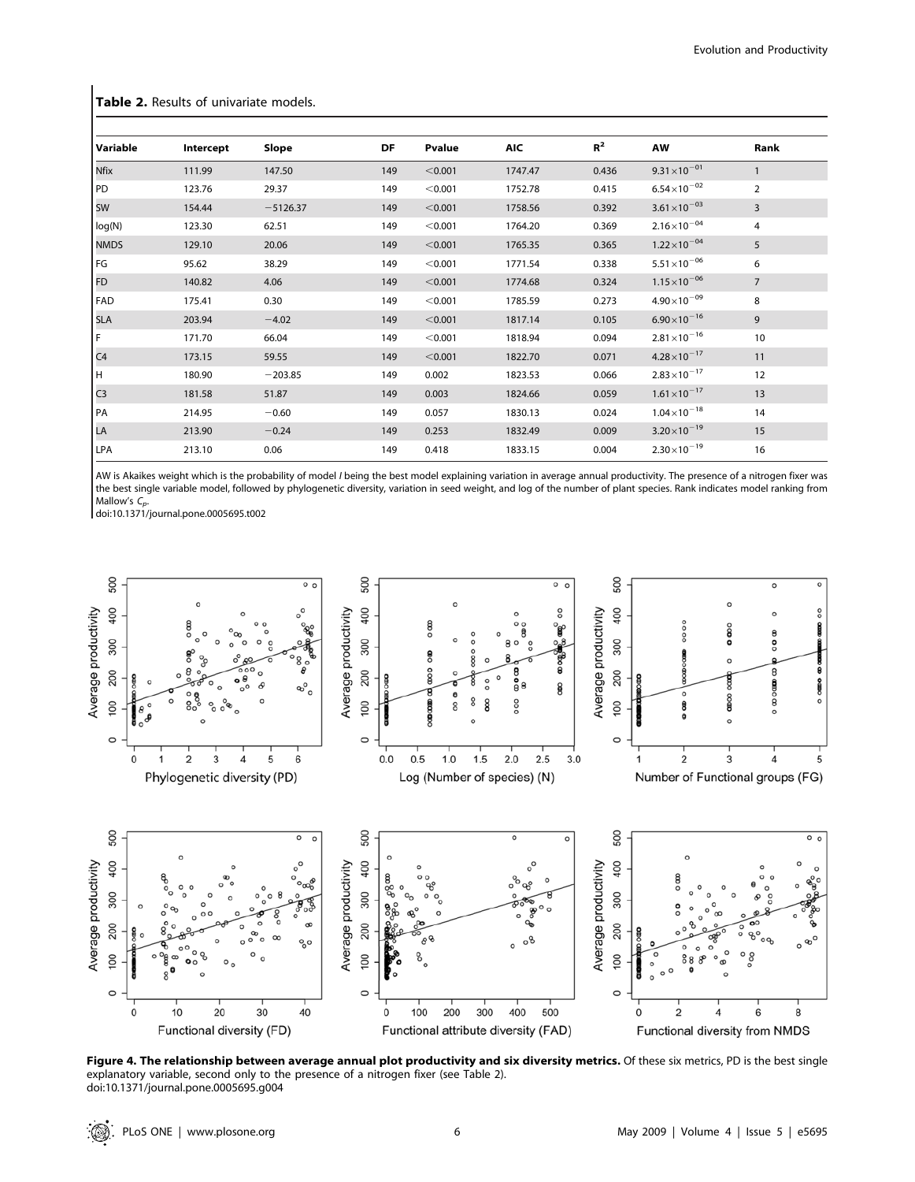**Table 2.** Results of univariate models.

| Variable | Intercept | Slope | DF | Pvalue | AIC | $R^2$ | AW | Rank |
|---|---|---|---|---|---|---|---|---|
| Nfix | 111.99 | 147.50 | 149 | <0.001 | 1747.47 | 0.436 | $9.31\times10^{-01}$ | 1 |
| PD | 123.76 | 29.37 | 149 | <0.001 | 1752.78 | 0.415 | $6.54\times10^{-02}$ | 2 |
| SW | 154.44 | −5126.37 | 149 | <0.001 | 1758.56 | 0.392 | $3.61\times10^{-03}$ | 3 |
| log(N) | 123.30 | 62.51 | 149 | <0.001 | 1764.20 | 0.369 | $2.16\times10^{-04}$ | 4 |
| NMDS | 129.10 | 20.06 | 149 | <0.001 | 1765.35 | 0.365 | $1.22\times10^{-04}$ | 5 |
| FG | 95.62 | 38.29 | 149 | <0.001 | 1771.54 | 0.338 | $5.51\times10^{-06}$ | 6 |
| FD | 140.82 | 4.06 | 149 | <0.001 | 1774.68 | 0.324 | $1.15\times10^{-06}$ | 7 |
| FAD | 175.41 | 0.30 | 149 | <0.001 | 1785.59 | 0.273 | $4.90\times10^{-09}$ | 8 |
| SLA | 203.94 | −4.02 | 149 | <0.001 | 1817.14 | 0.105 | $6.90\times10^{-16}$ | 9 |
| F | 171.70 | 66.04 | 149 | <0.001 | 1818.94 | 0.094 | $2.81\times10^{-16}$ | 10 |
| C4 | 173.15 | 59.55 | 149 | <0.001 | 1822.70 | 0.071 | $4.28\times10^{-17}$ | 11 |
| H | 180.90 | −203.85 | 149 | 0.002 | 1823.53 | 0.066 | $2.83\times10^{-17}$ | 12 |
| C3 | 181.58 | 51.87 | 149 | 0.003 | 1824.66 | 0.059 | $1.61\times10^{-17}$ | 13 |
| PA | 214.95 | −0.60 | 149 | 0.057 | 1830.13 | 0.024 | $1.04\times10^{-18}$ | 14 |
| LA | 213.90 | −0.24 | 149 | 0.253 | 1832.49 | 0.009 | $3.20\times10^{-19}$ | 15 |
| LPA | 213.10 | 0.06 | 149 | 0.418 | 1833.15 | 0.004 | $2.30\times10^{-19}$ | 16 |

AW is Akaikes weight which is the probability of model *I* being the best model explaining variation in average annual productivity. The presence of a nitrogen fixer was the best single variable model, followed by phylogenetic diversity, variation in seed weight, and log of the number of plant species. Rank indicates model ranking from Mallow's $C_p$.
doi:10.1371/journal.pone.0005695.t002

**Figure 4. The relationship between average annual plot productivity and six diversity metrics.** Of these six metrics, PD is the best single explanatory variable, second only to the presence of a nitrogen fixer (see Table 2).
doi:10.1371/journal.pone.0005695.g004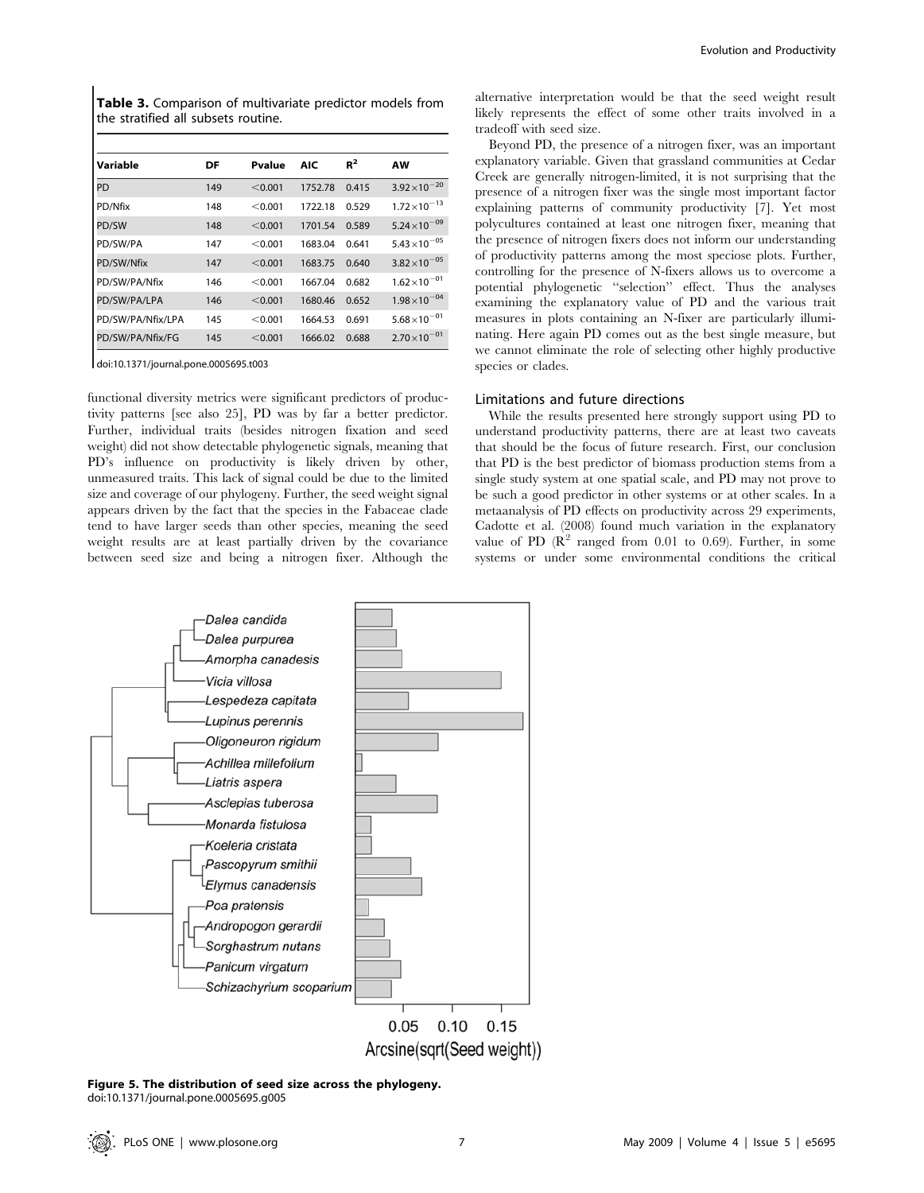**Table 3.** Comparison of multivariate predictor models from the stratified all subsets routine.

| Variable | DF | Pvalue | AIC | $R^2$ | AW |
|---|---|---|---|---|---|
| PD | 149 | <0.001 | 1752.78 | 0.415 | $3.92\times10^{-20}$ |
| PD/Nfix | 148 | <0.001 | 1722.18 | 0.529 | $1.72\times10^{-13}$ |
| PD/SW | 148 | <0.001 | 1701.54 | 0.589 | $5.24\times10^{-09}$ |
| PD/SW/PA | 147 | <0.001 | 1683.04 | 0.641 | $5.43\times10^{-05}$ |
| PD/SW/Nfix | 147 | <0.001 | 1683.75 | 0.640 | $3.82\times10^{-05}$ |
| PD/SW/PA/Nfix | 146 | <0.001 | 1667.04 | 0.682 | $1.62\times10^{-01}$ |
| PD/SW/PA/LPA | 146 | <0.001 | 1680.46 | 0.652 | $1.98\times10^{-04}$ |
| PD/SW/PA/Nfix/LPA | 145 | <0.001 | 1664.53 | 0.691 | $5.68\times10^{-01}$ |
| PD/SW/PA/Nfix/FG | 145 | <0.001 | 1666.02 | 0.688 | $2.70\times10^{-01}$ |

doi:10.1371/journal.pone.0005695.t003

functional diversity metrics were significant predictors of productivity patterns [see also 25], PD was by far a better predictor. Further, individual traits (besides nitrogen fixation and seed weight) did not show detectable phylogenetic signals, meaning that PD's influence on productivity is likely driven by other, unmeasured traits. This lack of signal could be due to the limited size and coverage of our phylogeny. Further, the seed weight signal appears driven by the fact that the species in the Fabaceae clade tend to have larger seeds than other species, meaning the seed weight results are at least partially driven by the covariance between seed size and being a nitrogen fixer. Although the alternative interpretation would be that the seed weight result likely represents the effect of some other traits involved in a tradeoff with seed size.

Beyond PD, the presence of a nitrogen fixer, was an important explanatory variable. Given that grassland communities at Cedar Creek are generally nitrogen-limited, it is not surprising that the presence of a nitrogen fixer was the single most important factor explaining patterns of community productivity [7]. Yet most polycultures contained at least one nitrogen fixer, meaning that the presence of nitrogen fixers does not inform our understanding of productivity patterns among the most speciose plots. Further, controlling for the presence of N-fixers allows us to overcome a potential phylogenetic "selection" effect. Thus the analyses examining the explanatory value of PD and the various trait measures in plots containing an N-fixer are particularly illuminating. Here again PD comes out as the best single measure, but we cannot eliminate the role of selecting other highly productive species or clades.

## Limitations and future directions

While the results presented here strongly support using PD to understand productivity patterns, there are at least two caveats that should be the focus of future research. First, our conclusion that PD is the best predictor of biomass production stems from a single study system at one spatial scale, and PD may not prove to be such a good predictor in other systems or at other scales. In a metaanalysis of PD effects on productivity across 29 experiments, Cadotte et al. (2008) found much variation in the explanatory value of PD ($R^2$ ranged from 0.01 to 0.69). Further, in some systems or under some environmental conditions the critical

**Figure 5. The distribution of seed size across the phylogeny.**
doi:10.1371/journal.pone.0005695.g005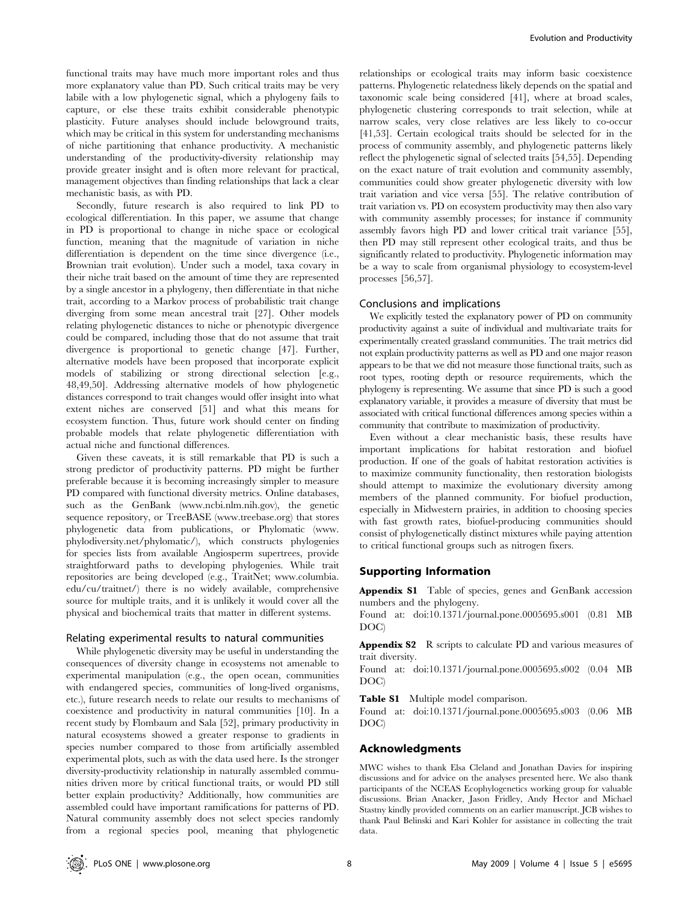functional traits may have much more important roles and thus more explanatory value than PD. Such critical traits may be very labile with a low phylogenetic signal, which a phylogeny fails to capture, or else these traits exhibit considerable phenotypic plasticity. Future analyses should include belowground traits, which may be critical in this system for understanding mechanisms of niche partitioning that enhance productivity. A mechanistic understanding of the productivity-diversity relationship may provide greater insight and is often more relevant for practical, management objectives than finding relationships that lack a clear mechanistic basis, as with PD.

Secondly, future research is also required to link PD to ecological differentiation. In this paper, we assume that change in PD is proportional to change in niche space or ecological function, meaning that the magnitude of variation in niche differentiation is dependent on the time since divergence (i.e., Brownian trait evolution). Under such a model, taxa covary in their niche trait based on the amount of time they are represented by a single ancestor in a phylogeny, then differentiate in that niche trait, according to a Markov process of probabilistic trait change diverging from some mean ancestral trait [27]. Other models relating phylogenetic distances to niche or phenotypic divergence could be compared, including those that do not assume that trait divergence is proportional to genetic change [47]. Further, alternative models have been proposed that incorporate explicit models of stabilizing or strong directional selection [e.g., 48,49,50]. Addressing alternative models of how phylogenetic distances correspond to trait changes would offer insight into what extent niches are conserved [51] and what this means for ecosystem function. Thus, future work should center on finding probable models that relate phylogenetic differentiation with actual niche and functional differences.

Given these caveats, it is still remarkable that PD is such a strong predictor of productivity patterns. PD might be further preferable because it is becoming increasingly simpler to measure PD compared with functional diversity metrics. Online databases, such as the GenBank (www.ncbi.nlm.nih.gov), the genetic sequence repository, or TreeBASE (www.treebase.org) that stores phylogenetic data from publications, or Phylomatic (www.phylodiversity.net/phylomatic/), which constructs phylogenies for species lists from available Angiosperm supertrees, provide straightforward paths to developing phylogenies. While trait repositories are being developed (e.g., TraitNet; www.columbia.edu/cu/traitnet/) there is no widely available, comprehensive source for multiple traits, and it is unlikely it would cover all the physical and biochemical traits that matter in different systems.

### Relating experimental results to natural communities

While phylogenetic diversity may be useful in understanding the consequences of diversity change in ecosystems not amenable to experimental manipulation (e.g., the open ocean, communities with endangered species, communities of long-lived organisms, etc.), future research needs to relate our results to mechanisms of coexistence and productivity in natural communities [10]. In a recent study by Flombaum and Sala [52], primary productivity in natural ecosystems showed a greater response to gradients in species number compared to those from artificially assembled experimental plots, such as with the data used here. Is the stronger diversity-productivity relationship in naturally assembled communities driven more by critical functional traits, or would PD still better explain productivity? Additionally, how communities are assembled could have important ramifications for patterns of PD. Natural community assembly does not select species randomly from a regional species pool, meaning that phylogenetic relationships or ecological traits may inform basic coexistence patterns. Phylogenetic relatedness likely depends on the spatial and taxonomic scale being considered [41], where at broad scales, phylogenetic clustering corresponds to trait selection, while at narrow scales, very close relatives are less likely to co-occur [41,53]. Certain ecological traits should be selected for in the process of community assembly, and phylogenetic patterns likely reflect the phylogenetic signal of selected traits [54,55]. Depending on the exact nature of trait evolution and community assembly, communities could show greater phylogenetic diversity with low trait variation and vice versa [55]. The relative contribution of trait variation vs. PD on ecosystem productivity may then also vary with community assembly processes; for instance if community assembly favors high PD and lower critical trait variance [55], then PD may still represent other ecological traits, and thus be significantly related to productivity. Phylogenetic information may be a way to scale from organismal physiology to ecosystem-level processes [56,57].

### Conclusions and implications

We explicitly tested the explanatory power of PD on community productivity against a suite of individual and multivariate traits for experimentally created grassland communities. The trait metrics did not explain productivity patterns as well as PD and one major reason appears to be that we did not measure those functional traits, such as root types, rooting depth or resource requirements, which the phylogeny is representing. We assume that since PD is such a good explanatory variable, it provides a measure of diversity that must be associated with critical functional differences among species within a community that contribute to maximization of productivity.

Even without a clear mechanistic basis, these results have important implications for habitat restoration and biofuel production. If one of the goals of habitat restoration activities is to maximize community functionality, then restoration biologists should attempt to maximize the evolutionary diversity among members of the planned community. For biofuel production, especially in Midwestern prairies, in addition to choosing species with fast growth rates, biofuel-producing communities should consist of phylogenetically distinct mixtures while paying attention to critical functional groups such as nitrogen fixers.

## Supporting Information

**Appendix S1** Table of species, genes and GenBank accession numbers and the phylogeny.
Found at: doi:10.1371/journal.pone.0005695.s001 (0.81 MB DOC)

**Appendix S2** R scripts to calculate PD and various measures of trait diversity.
Found at: doi:10.1371/journal.pone.0005695.s002 (0.04 MB DOC)

**Table S1** Multiple model comparison.
Found at: doi:10.1371/journal.pone.0005695.s003 (0.06 MB DOC)

## Acknowledgments

MWC wishes to thank Elsa Cleland and Jonathan Davies for inspiring discussions and for advice on the analyses presented here. We also thank participants of the NCEAS Ecophylogenetics working group for valuable discussions. Brian Anacker, Jason Fridley, Andy Hector and Michael Stastny kindly provided comments on an earlier manuscript. JCB wishes to thank Paul Belinski and Kari Kohler for assistance in collecting the trait data.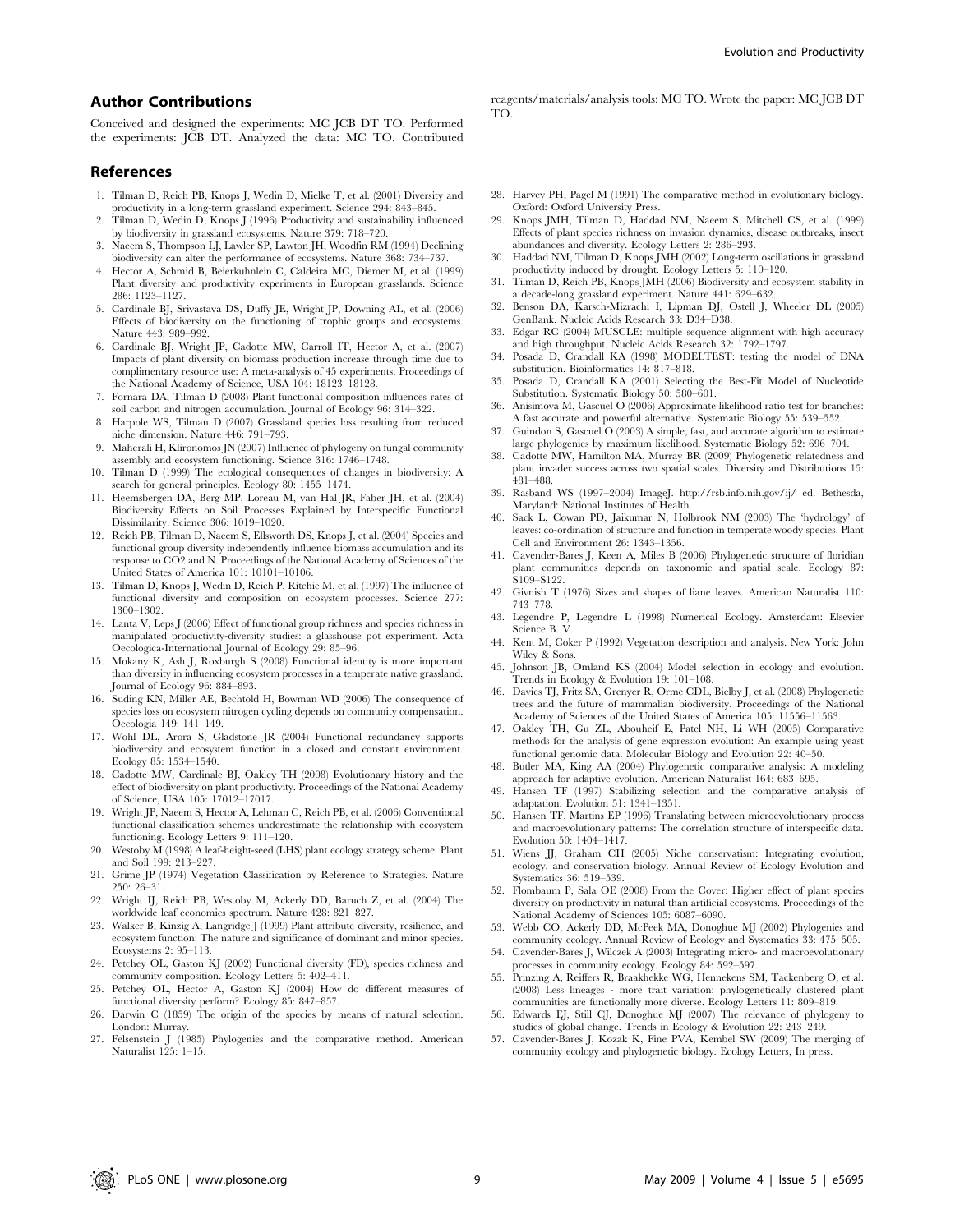## Author Contributions

Conceived and designed the experiments: MC JCB DT TO. Performed the experiments: JCB DT. Analyzed the data: MC TO. Contributed reagents/materials/analysis tools: MC TO. Wrote the paper: MC JCB DT TO.

## References

1. Tilman D, Reich PB, Knops J, Wedin D, Mielke T, et al. (2001) Diversity and productivity in a long-term grassland experiment. Science 294: 843–845.
2. Tilman D, Wedin D, Knops J (1996) Productivity and sustainability influenced by biodiversity in grassland ecosystems. Nature 379: 718–720.
3. Naeem S, Thompson LJ, Lawler SP, Lawton JH, Woodfin RM (1994) Declining biodiversity can alter the performance of ecosystems. Nature 368: 734–737.
4. Hector A, Schmid B, Beierkuhnlein C, Caldeira MC, Diemer M, et al. (1999) Plant diversity and productivity experiments in European grasslands. Science 286: 1123–1127.
5. Cardinale BJ, Srivastava DS, Duffy JE, Wright JP, Downing AL, et al. (2006) Effects of biodiversity on the functioning of trophic groups and ecosystems. Nature 443: 989–992.
6. Cardinale BJ, Wright JP, Cadotte MW, Carroll IT, Hector A, et al. (2007) Impacts of plant diversity on biomass production increase through time due to complimentary resource use: A meta-analysis of 45 experiments. Proceedings of the National Academy of Science, USA 104: 18123–18128.
7. Fornara DA, Tilman D (2008) Plant functional composition influences rates of soil carbon and nitrogen accumulation. Journal of Ecology 96: 314–322.
8. Harpole WS, Tilman D (2007) Grassland species loss resulting from reduced niche dimension. Nature 446: 791–793.
9. Maherali H, Klironomos JN (2007) Influence of phylogeny on fungal community assembly and ecosystem functioning. Science 316: 1746–1748.
10. Tilman D (1999) The ecological consequences of changes in biodiversity: A search for general principles. Ecology 80: 1455–1474.
11. Heemsbergen DA, Berg MP, Loreau M, van Hal JR, Faber JH, et al. (2004) Biodiversity Effects on Soil Processes Explained by Interspecific Functional Dissimilarity. Science 306: 1019–1020.
12. Reich PB, Tilman D, Naeem S, Ellsworth DS, Knops J, et al. (2004) Species and functional group diversity independently influence biomass accumulation and its response to CO2 and N. Proceedings of the National Academy of Sciences of the United States of America 101: 10101–10106.
13. Tilman D, Knops J, Wedin D, Reich P, Ritchie M, et al. (1997) The influence of functional diversity and composition on ecosystem processes. Science 277: 1300–1302.
14. Lanta V, Leps J (2006) Effect of functional group richness and species richness in manipulated productivity-diversity studies: a glasshouse pot experiment. Acta Oecologica-International Journal of Ecology 29: 85–96.
15. Mokany K, Ash J, Roxburgh S (2008) Functional identity is more important than diversity in influencing ecosystem processes in a temperate native grassland. Journal of Ecology 96: 884–893.
16. Suding KN, Miller AE, Bechtold H, Bowman WD (2006) The consequence of species loss on ecosystem nitrogen cycling depends on community compensation. Oecologia 149: 141–149.
17. Wohl DL, Arora S, Gladstone JR (2004) Functional redundancy supports biodiversity and ecosystem function in a closed and constant environment. Ecology 85: 1534–1540.
18. Cadotte MW, Cardinale BJ, Oakley TH (2008) Evolutionary history and the effect of biodiversity on plant productivity. Proceedings of the National Academy of Science, USA 105: 17012–17017.
19. Wright JP, Naeem S, Hector A, Lehman C, Reich PB, et al. (2006) Conventional functional classification schemes underestimate the relationship with ecosystem functioning. Ecology Letters 9: 111–120.
20. Westoby M (1998) A leaf-height-seed (LHS) plant ecology strategy scheme. Plant and Soil 199: 213–227.
21. Grime JP (1974) Vegetation Classification by Reference to Strategies. Nature 250: 26–31.
22. Wright IJ, Reich PB, Westoby M, Ackerly DD, Baruch Z, et al. (2004) The worldwide leaf economics spectrum. Nature 428: 821–827.
23. Walker B, Kinzig A, Langridge J (1999) Plant attribute diversity, resilience, and ecosystem function: The nature and significance of dominant and minor species. Ecosystems 2: 95–113.
24. Petchey OL, Gaston KJ (2002) Functional diversity (FD), species richness and community composition. Ecology Letters 5: 402–411.
25. Petchey OL, Hector A, Gaston KJ (2004) How do different measures of functional diversity perform? Ecology 85: 847–857.
26. Darwin C (1859) The origin of the species by means of natural selection. London: Murray.
27. Felsenstein J (1985) Phylogenies and the comparative method. American Naturalist 125: 1–15.
28. Harvey PH, Pagel M (1991) The comparative method in evolutionary biology. Oxford: Oxford University Press.
29. Knops JMH, Tilman D, Haddad NM, Naeem S, Mitchell CS, et al. (1999) Effects of plant species richness on invasion dynamics, disease outbreaks, insect abundances and diversity. Ecology Letters 2: 286–293.
30. Haddad NM, Tilman D, Knops JMH (2002) Long-term oscillations in grassland productivity induced by drought. Ecology Letters 5: 110–120.
31. Tilman D, Reich PB, Knops JMH (2006) Biodiversity and ecosystem stability in a decade-long grassland experiment. Nature 441: 629–632.
32. Benson DA, Karsch-Mizrachi I, Lipman DJ, Ostell J, Wheeler DL (2005) GenBank. Nucleic Acids Research 33: D34–D38.
33. Edgar RC (2004) MUSCLE: multiple sequence alignment with high accuracy and high throughput. Nucleic Acids Research 32: 1792–1797.
34. Posada D, Crandall KA (1998) MODELTEST: testing the model of DNA substitution. Bioinformatics 14: 817–818.
35. Posada D, Crandall KA (2001) Selecting the Best-Fit Model of Nucleotide Substitution. Systematic Biology 50: 580–601.
36. Anisimova M, Gascuel O (2006) Approximate likelihood ratio test for branches: A fast accurate and powerful alternative. Systematic Biology 55: 539–552.
37. Guindon S, Gascuel O (2003) A simple, fast, and accurate algorithm to estimate large phylogenies by maximum likelihood. Systematic Biology 52: 696–704.
38. Cadotte MW, Hamilton MA, Murray BR (2009) Phylogenetic relatedness and plant invader success across two spatial scales. Diversity and Distributions 15: 481–488.
39. Rasband WS (1997–2004) ImageJ. http://rsb.info.nih.gov/ij/ ed. Bethesda, Maryland: National Institutes of Health.
40. Sack L, Cowan PD, Jaikumar N, Holbrook NM (2003) The 'hydrology' of leaves: co-ordination of structure and function in temperate woody species. Plant Cell and Environment 26: 1343–1356.
41. Cavender-Bares J, Keen A, Miles B (2006) Phylogenetic structure of floridian plant communities depends on taxonomic and spatial scale. Ecology 87: S109–S122.
42. Givnish T (1976) Sizes and shapes of liane leaves. American Naturalist 110: 743–778.
43. Legendre P, Legendre L (1998) Numerical Ecology. Amsterdam: Elsevier Science B. V.
44. Kent M, Coker P (1992) Vegetation description and analysis. New York: John Wiley & Sons.
45. Johnson JB, Omland KS (2004) Model selection in ecology and evolution. Trends in Ecology & Evolution 19: 101–108.
46. Davies TJ, Fritz SA, Grenyer R, Orme CDL, Bielby J, et al. (2008) Phylogenetic trees and the future of mammalian biodiversity. Proceedings of the National Academy of Sciences of the United States of America 105: 11556–11563.
47. Oakley TH, Gu ZL, Abouheif E, Patel NH, Li WH (2005) Comparative methods for the analysis of gene expression evolution: An example using yeast functional genomic data. Molecular Biology and Evolution 22: 40–50.
48. Butler MA, King AA (2004) Phylogenetic comparative analysis: A modeling approach for adaptive evolution. American Naturalist 164: 683–695.
49. Hansen TF (1997) Stabilizing selection and the comparative analysis of adaptation. Evolution 51: 1341–1351.
50. Hansen TF, Martins EP (1996) Translating between microevolutionary process and macroevolutionary patterns: The correlation structure of interspecific data. Evolution 50: 1404–1417.
51. Wiens JJ, Graham CH (2005) Niche conservatism: Integrating evolution, ecology, and conservation biology. Annual Review of Ecology Evolution and Systematics 36: 519–539.
52. Flombaum P, Sala OE (2008) From the Cover: Higher effect of plant species diversity on productivity in natural than artificial ecosystems. Proceedings of the National Academy of Sciences 105: 6087–6090.
53. Webb CO, Ackerly DD, McPeek MA, Donoghue MJ (2002) Phylogenies and community ecology. Annual Review of Ecology and Systematics 33: 475–505.
54. Cavender-Bares J, Wilczek A (2003) Integrating micro- and macroevolutionary processes in community ecology. Ecology 84: 592–597.
55. Prinzing A, Reiffers R, Braakhekke WG, Hennekens SM, Tackenberg O, et al. (2008) Less lineages - more trait variation: phylogenetically clustered plant communities are functionally more diverse. Ecology Letters 11: 809–819.
56. Edwards EJ, Still CJ, Donoghue MJ (2007) The relevance of phylogeny to studies of global change. Trends in Ecology & Evolution 22: 243–249.
57. Cavender-Bares J, Kozak K, Fine PVA, Kembel SW (2009) The merging of community ecology and phylogenetic biology. Ecology Letters, In press.